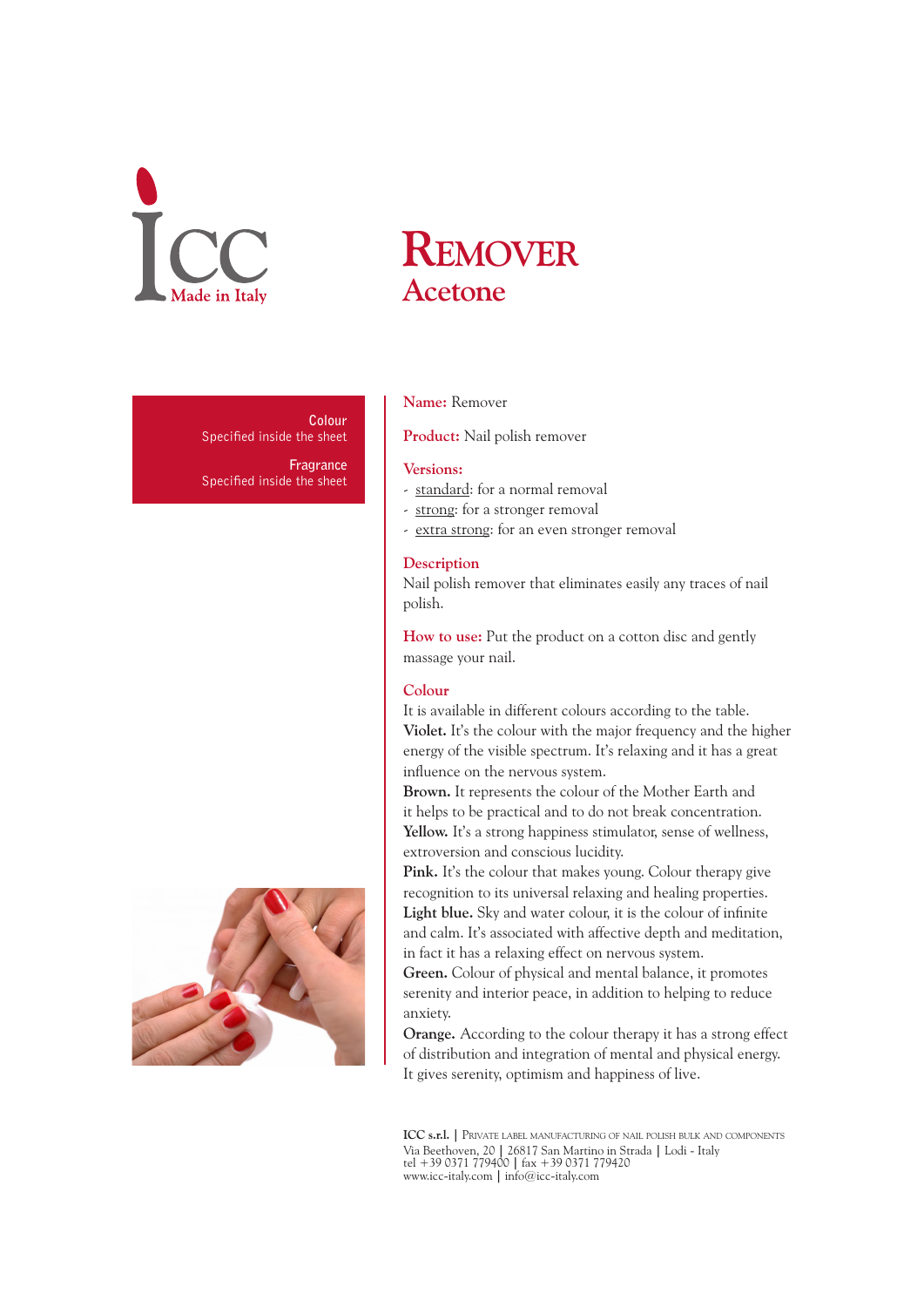ICC Made in Italy

# Remover
## Acetone

**Colour**
Specified inside the sheet

**Fragrance**
Specified inside the sheet

**Name:** Remover

**Product:** Nail polish remover

**Versions:**
- standard: for a normal removal
- strong: for a stronger removal
- extra strong: for an even stronger removal

**Description**
Nail polish remover that eliminates easily any traces of nail polish.

**How to use:** Put the product on a cotton disc and gently massage your nail.

**Colour**
It is available in different colours according to the table.
**Violet.** It's the colour with the major frequency and the higher energy of the visible spectrum. It's relaxing and it has a great influence on the nervous system.
**Brown.** It represents the colour of the Mother Earth and it helps to be practical and to do not break concentration.
**Yellow.** It's a strong happiness stimulator, sense of wellness, extroversion and conscious lucidity.
**Pink.** It's the colour that makes young. Colour therapy give recognition to its universal relaxing and healing properties.
**Light blue.** Sky and water colour, it is the colour of infinite and calm. It's associated with affective depth and meditation, in fact it has a relaxing effect on nervous system.
**Green.** Colour of physical and mental balance, it promotes serenity and interior peace, in addition to helping to reduce anxiety.
**Orange.** According to the colour therapy it has a strong effect of distribution and integration of mental and physical energy. It gives serenity, optimism and happiness of live.

**ICC s.r.l.** | Private label manufacturing of nail polish bulk and components
Via Beethoven, 20 | 26817 San Martino in Strada | Lodi - Italy
tel +39 0371 779400 | fax +39 0371 779420
www.icc-italy.com | info@icc-italy.com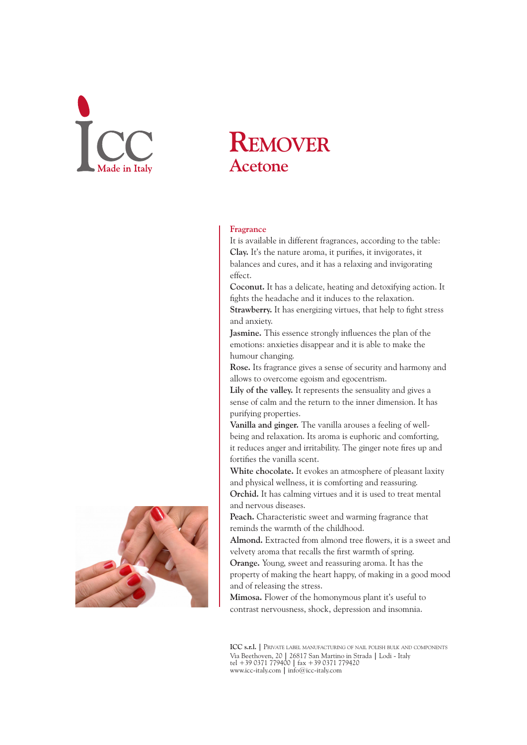# Remover
## Acetone

### Fragrance

It is available in different fragrances, according to the table:

**Clay.** It's the nature aroma, it purifies, it invigorates, it balances and cures, and it has a relaxing and invigorating effect.

**Coconut.** It has a delicate, heating and detoxifying action. It fights the headache and it induces to the relaxation.

**Strawberry.** It has energizing virtues, that help to fight stress and anxiety.

**Jasmine.** This essence strongly influences the plan of the emotions: anxieties disappear and it is able to make the humour changing.

**Rose.** Its fragrance gives a sense of security and harmony and allows to overcome egoism and egocentrism.

**Lily of the valley.** It represents the sensuality and gives a sense of calm and the return to the inner dimension. It has purifying properties.

**Vanilla and ginger.** The vanilla arouses a feeling of well-being and relaxation. Its aroma is euphoric and comforting, it reduces anger and irritability. The ginger note fires up and fortifies the vanilla scent.

**White chocolate.** It evokes an atmosphere of pleasant laxity and physical wellness, it is comforting and reassuring.

**Orchid.** It has calming virtues and it is used to treat mental and nervous diseases.

**Peach.** Characteristic sweet and warming fragrance that reminds the warmth of the childhood.

**Almond.** Extracted from almond tree flowers, it is a sweet and velvety aroma that recalls the first warmth of spring.

**Orange.** Young, sweet and reassuring aroma. It has the property of making the heart happy, of making in a good mood and of releasing the stress.

**Mimosa.** Flower of the homonymous plant it's useful to contrast nervousness, shock, depression and insomnia.

**ICC s.r.l.** | Private label manufacturing of nail polish bulk and components
Via Beethoven, 20 | 26817 San Martino in Strada | Lodi - Italy
tel +39 0371 779400 | fax +39 0371 779420
www.icc-italy.com | info@icc-italy.com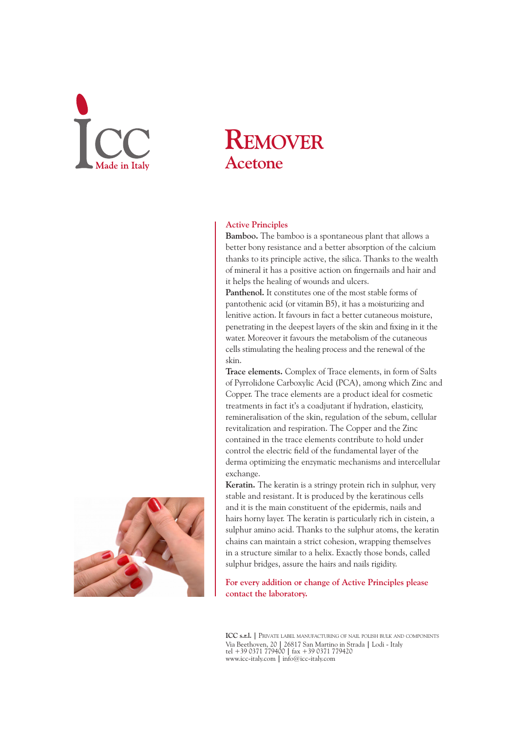ICC Made in Italy

# REMOVER
## Acetone

### Active Principles

**Bamboo.** The bamboo is a spontaneous plant that allows a better bony resistance and a better absorption of the calcium thanks to its principle active, the silica. Thanks to the wealth of mineral it has a positive action on fingernails and hair and it helps the healing of wounds and ulcers.

**Panthenol.** It constitutes one of the most stable forms of pantothenic acid (or vitamin B5), it has a moisturizing and lenitive action. It favours in fact a better cutaneous moisture, penetrating in the deepest layers of the skin and fixing in it the water. Moreover it favours the metabolism of the cutaneous cells stimulating the healing process and the renewal of the skin.

**Trace elements.** Complex of Trace elements, in form of Salts of Pyrrolidone Carboxylic Acid (PCA), among which Zinc and Copper. The trace elements are a product ideal for cosmetic treatments in fact it's a coadjutant if hydration, elasticity, remineralisation of the skin, regulation of the sebum, cellular revitalization and respiration. The Copper and the Zinc contained in the trace elements contribute to hold under control the electric field of the fundamental layer of the derma optimizing the enzymatic mechanisms and intercellular exchange.

**Keratin.** The keratin is a stringy protein rich in sulphur, very stable and resistant. It is produced by the keratinous cells and it is the main constituent of the epidermis, nails and hairs horny layer. The keratin is particularly rich in cistein, a sulphur amino acid. Thanks to the sulphur atoms, the keratin chains can maintain a strict cohesion, wrapping themselves in a structure similar to a helix. Exactly those bonds, called sulphur bridges, assure the hairs and nails rigidity.

**For every addition or change of Active Principles please contact the laboratory.**

**ICC s.r.l.** | PRIVATE LABEL MANUFACTURING OF NAIL POLISH BULK AND COMPONENTS
Via Beethoven, 20 | 26817 San Martino in Strada | Lodi - Italy
tel +39 0371 779400 | fax +39 0371 779420
www.icc-italy.com | info@icc-italy.com